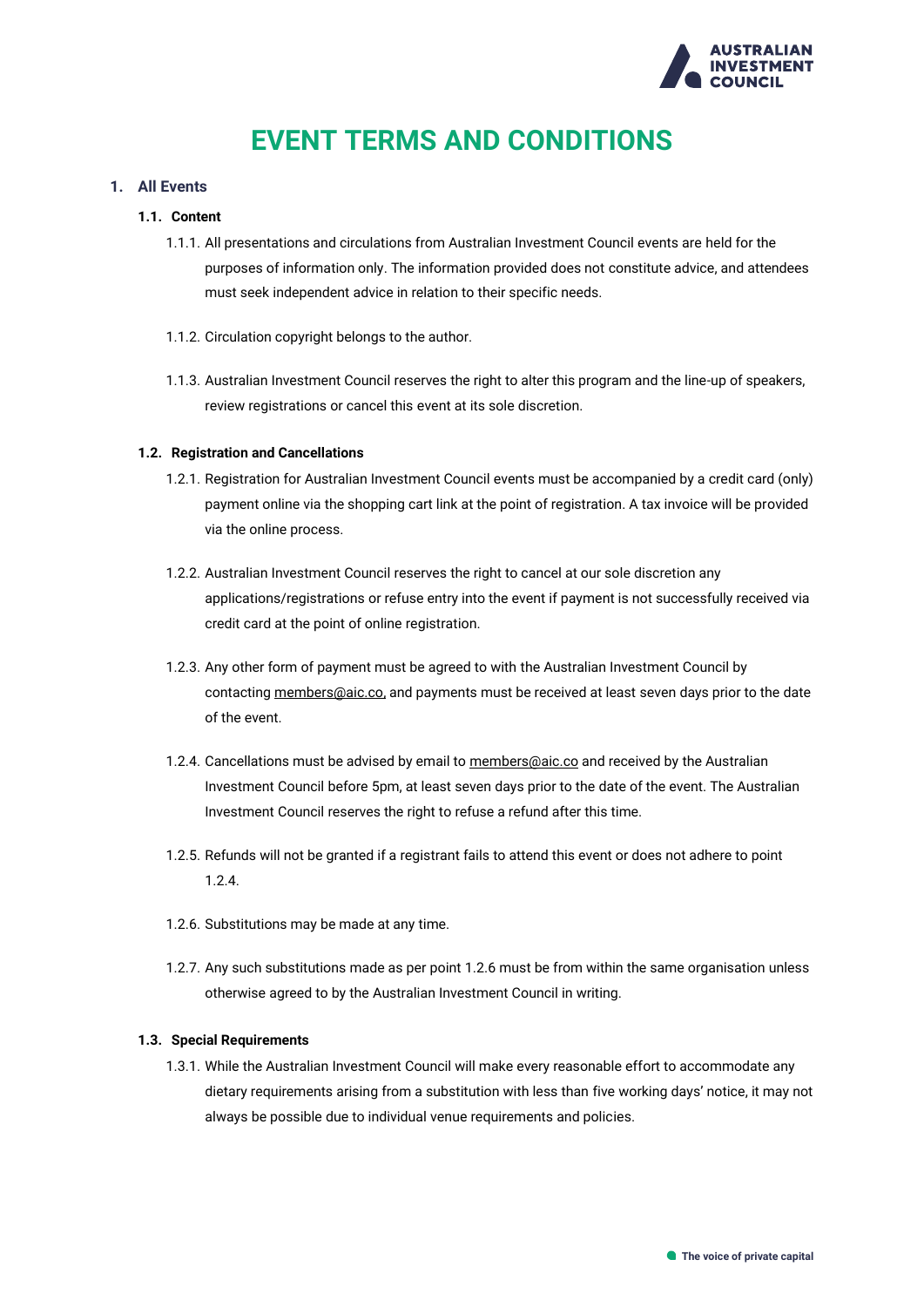# EVENT TERMS AND CONDITIONS

## 1. All Events

### 1.1. Content

1.1.1. All presentations and circulations from Australian Investment Council events are held for the purposes of information only. The information provided does not constitute advice, and attendees must seek independent advice in relation to their specific needs.

1.1.2. Circulation copyright belongs to the author.

1.1.3. Australian Investment Council reserves the right to alter this program and the line-up of speakers, review registrations or cancel this event at its sole discretion.

### 1.2. Registration and Cancellations

1.2.1. Registration for Australian Investment Council events must be accompanied by a credit card (only) payment online via the shopping cart link at the point of registration. A tax invoice will be provided via the online process.

1.2.2. Australian Investment Council reserves the right to cancel at our sole discretion any applications/registrations or refuse entry into the event if payment is not successfully received via credit card at the point of online registration.

1.2.3. Any other form of payment must be agreed to with the Australian Investment Council by contacting members@aic.co, and payments must be received at least seven days prior to the date of the event.

1.2.4. Cancellations must be advised by email to members@aic.co and received by the Australian Investment Council before 5pm, at least seven days prior to the date of the event. The Australian Investment Council reserves the right to refuse a refund after this time.

1.2.5. Refunds will not be granted if a registrant fails to attend this event or does not adhere to point 1.2.4.

1.2.6. Substitutions may be made at any time.

1.2.7. Any such substitutions made as per point 1.2.6 must be from within the same organisation unless otherwise agreed to by the Australian Investment Council in writing.

### 1.3. Special Requirements

1.3.1. While the Australian Investment Council will make every reasonable effort to accommodate any dietary requirements arising from a substitution with less than five working days' notice, it may not always be possible due to individual venue requirements and policies.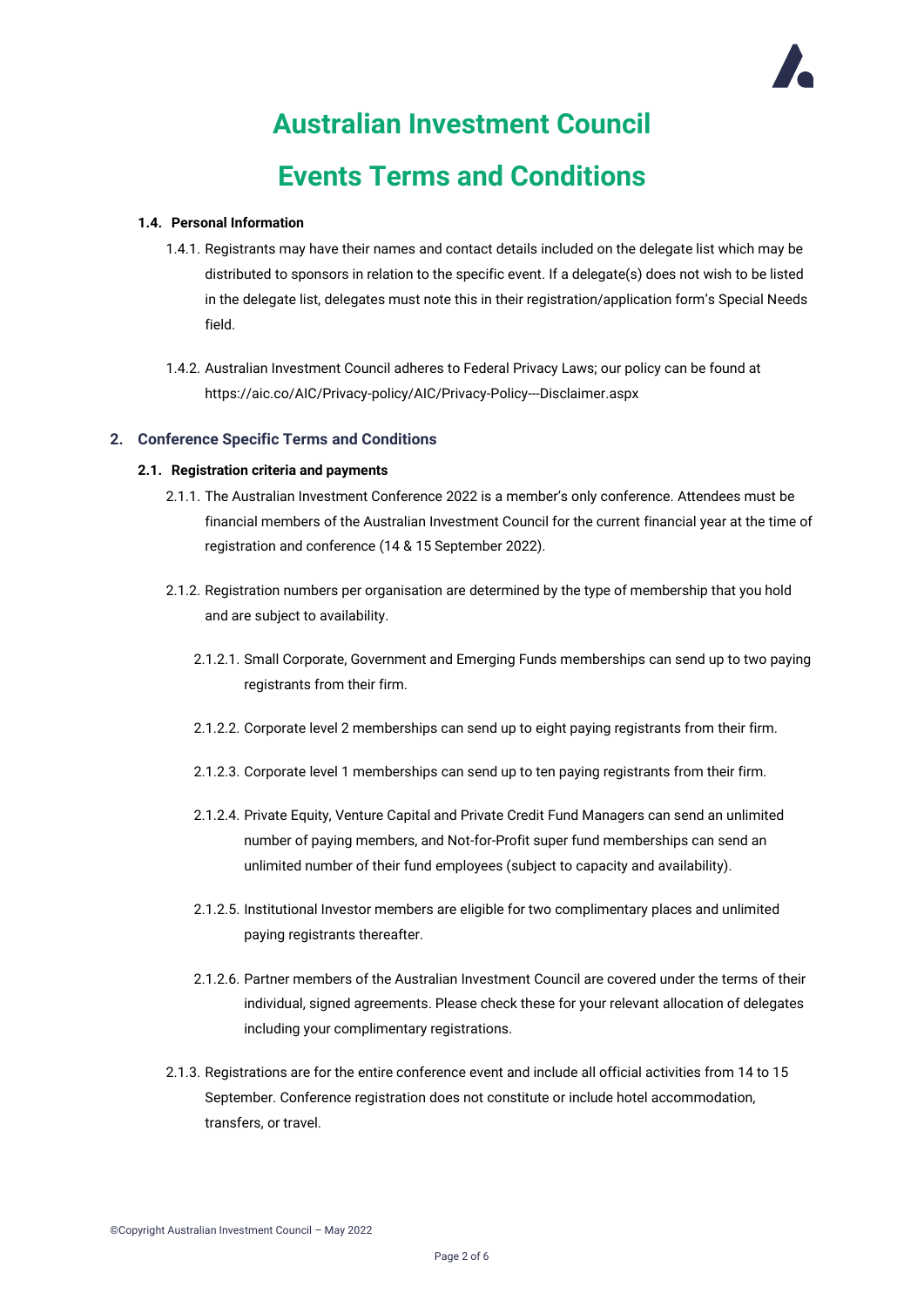# Australian Investment Council

# Events Terms and Conditions

#### 1.4. Personal Information

1.4.1. Registrants may have their names and contact details included on the delegate list which may be distributed to sponsors in relation to the specific event. If a delegate(s) does not wish to be listed in the delegate list, delegates must note this in their registration/application form's Special Needs field.

1.4.2. Australian Investment Council adheres to Federal Privacy Laws; our policy can be found at https://aic.co/AIC/Privacy-policy/AIC/Privacy-Policy---Disclaimer.aspx

## 2. Conference Specific Terms and Conditions

#### 2.1. Registration criteria and payments

2.1.1. The Australian Investment Conference 2022 is a member's only conference. Attendees must be financial members of the Australian Investment Council for the current financial year at the time of registration and conference (14 & 15 September 2022).

2.1.2. Registration numbers per organisation are determined by the type of membership that you hold and are subject to availability.

2.1.2.1. Small Corporate, Government and Emerging Funds memberships can send up to two paying registrants from their firm.

2.1.2.2. Corporate level 2 memberships can send up to eight paying registrants from their firm.

2.1.2.3. Corporate level 1 memberships can send up to ten paying registrants from their firm.

2.1.2.4. Private Equity, Venture Capital and Private Credit Fund Managers can send an unlimited number of paying members, and Not-for-Profit super fund memberships can send an unlimited number of their fund employees (subject to capacity and availability).

2.1.2.5. Institutional Investor members are eligible for two complimentary places and unlimited paying registrants thereafter.

2.1.2.6. Partner members of the Australian Investment Council are covered under the terms of their individual, signed agreements. Please check these for your relevant allocation of delegates including your complimentary registrations.

2.1.3. Registrations are for the entire conference event and include all official activities from 14 to 15 September. Conference registration does not constitute or include hotel accommodation, transfers, or travel.

©Copyright Australian Investment Council – May 2022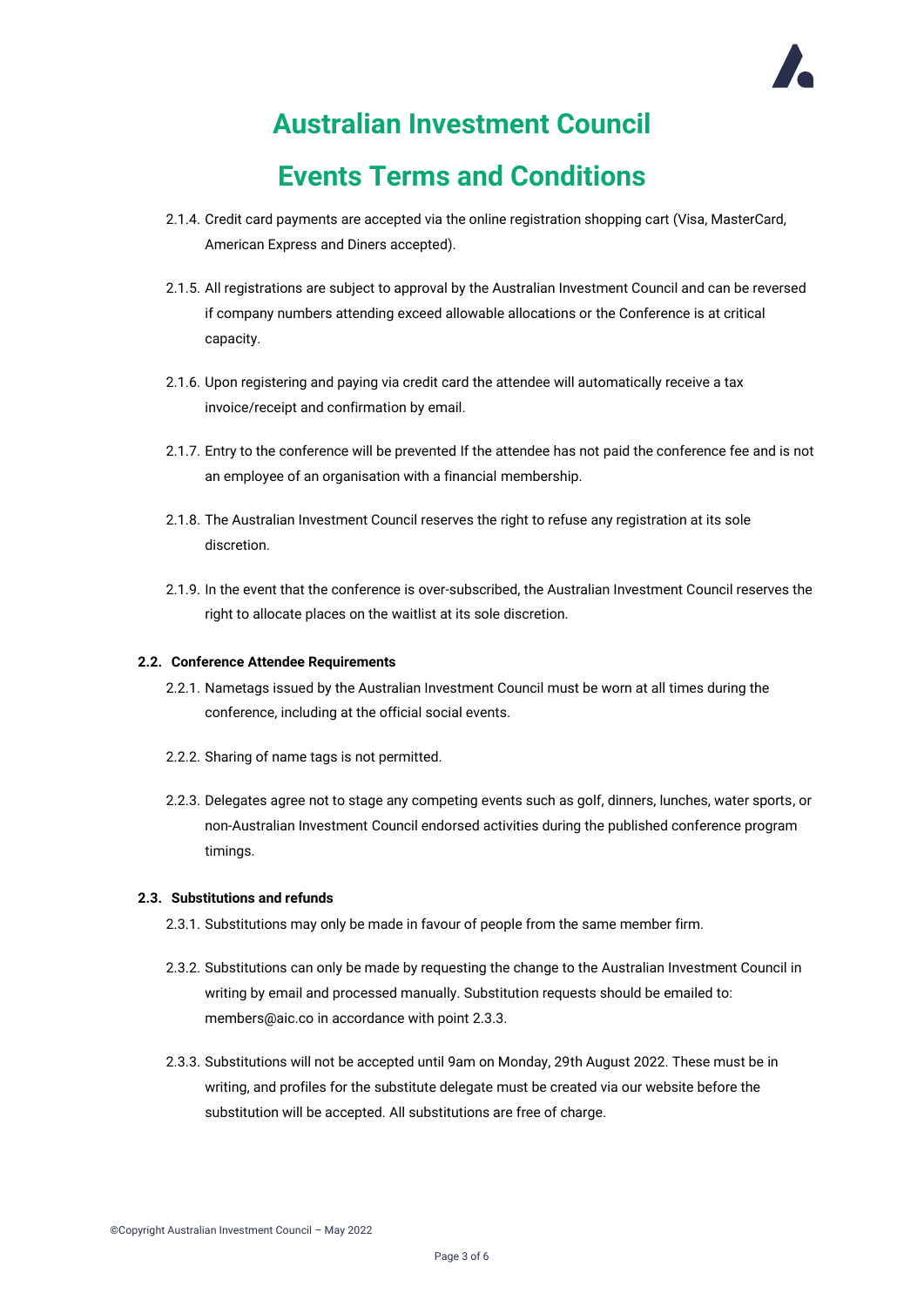# Australian Investment Council

# Events Terms and Conditions

2.1.4. Credit card payments are accepted via the online registration shopping cart (Visa, MasterCard, American Express and Diners accepted).

2.1.5. All registrations are subject to approval by the Australian Investment Council and can be reversed if company numbers attending exceed allowable allocations or the Conference is at critical capacity.

2.1.6. Upon registering and paying via credit card the attendee will automatically receive a tax invoice/receipt and confirmation by email.

2.1.7. Entry to the conference will be prevented If the attendee has not paid the conference fee and is not an employee of an organisation with a financial membership.

2.1.8. The Australian Investment Council reserves the right to refuse any registration at its sole discretion.

2.1.9. In the event that the conference is over-subscribed, the Australian Investment Council reserves the right to allocate places on the waitlist at its sole discretion.

**2.2. Conference Attendee Requirements**

2.2.1. Nametags issued by the Australian Investment Council must be worn at all times during the conference, including at the official social events.

2.2.2. Sharing of name tags is not permitted.

2.2.3. Delegates agree not to stage any competing events such as golf, dinners, lunches, water sports, or non-Australian Investment Council endorsed activities during the published conference program timings.

**2.3. Substitutions and refunds**

2.3.1. Substitutions may only be made in favour of people from the same member firm.

2.3.2. Substitutions can only be made by requesting the change to the Australian Investment Council in writing by email and processed manually. Substitution requests should be emailed to: members@aic.co in accordance with point 2.3.3.

2.3.3. Substitutions will not be accepted until 9am on Monday, 29th August 2022. These must be in writing, and profiles for the substitute delegate must be created via our website before the substitution will be accepted. All substitutions are free of charge.

©Copyright Australian Investment Council – May 2022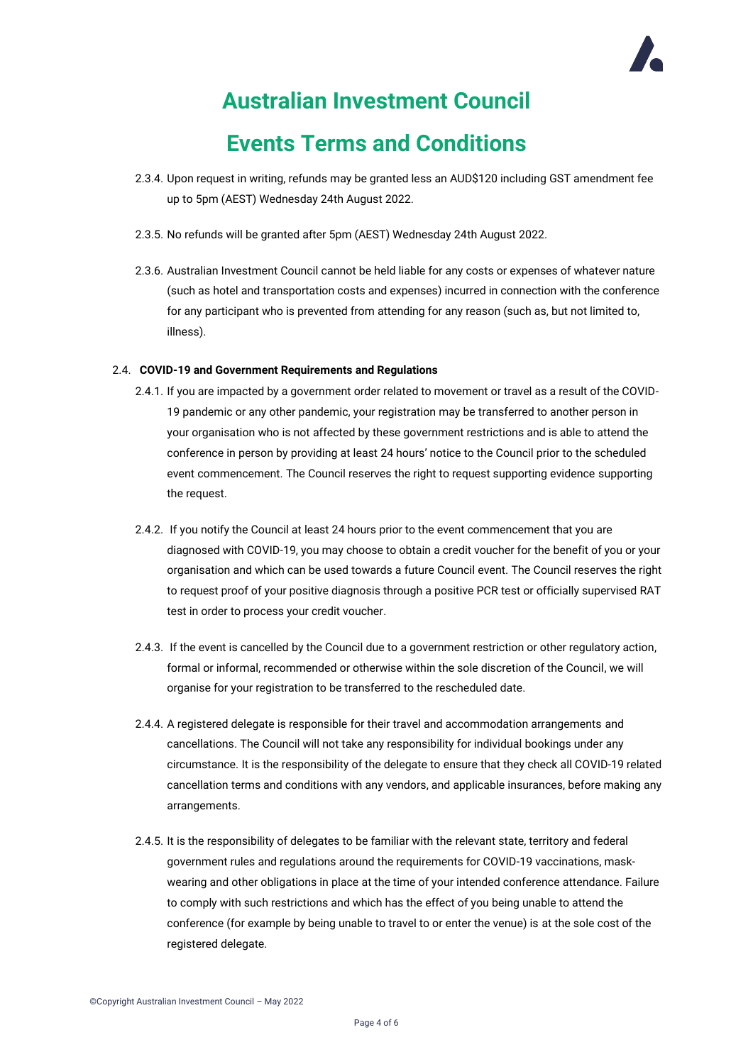# Australian Investment Council

# Events Terms and Conditions

2.3.4. Upon request in writing, refunds may be granted less an AUD$120 including GST amendment fee up to 5pm (AEST) Wednesday 24th August 2022.

2.3.5. No refunds will be granted after 5pm (AEST) Wednesday 24th August 2022.

2.3.6. Australian Investment Council cannot be held liable for any costs or expenses of whatever nature (such as hotel and transportation costs and expenses) incurred in connection with the conference for any participant who is prevented from attending for any reason (such as, but not limited to, illness).

2.4. **COVID-19 and Government Requirements and Regulations**

2.4.1. If you are impacted by a government order related to movement or travel as a result of the COVID-19 pandemic or any other pandemic, your registration may be transferred to another person in your organisation who is not affected by these government restrictions and is able to attend the conference in person by providing at least 24 hours' notice to the Council prior to the scheduled event commencement. The Council reserves the right to request supporting evidence supporting the request.

2.4.2. If you notify the Council at least 24 hours prior to the event commencement that you are diagnosed with COVID-19, you may choose to obtain a credit voucher for the benefit of you or your organisation and which can be used towards a future Council event. The Council reserves the right to request proof of your positive diagnosis through a positive PCR test or officially supervised RAT test in order to process your credit voucher.

2.4.3. If the event is cancelled by the Council due to a government restriction or other regulatory action, formal or informal, recommended or otherwise within the sole discretion of the Council, we will organise for your registration to be transferred to the rescheduled date.

2.4.4. A registered delegate is responsible for their travel and accommodation arrangements and cancellations. The Council will not take any responsibility for individual bookings under any circumstance. It is the responsibility of the delegate to ensure that they check all COVID-19 related cancellation terms and conditions with any vendors, and applicable insurances, before making any arrangements.

2.4.5. It is the responsibility of delegates to be familiar with the relevant state, territory and federal government rules and regulations around the requirements for COVID-19 vaccinations, mask-wearing and other obligations in place at the time of your intended conference attendance. Failure to comply with such restrictions and which has the effect of you being unable to attend the conference (for example by being unable to travel to or enter the venue) is at the sole cost of the registered delegate.

©Copyright Australian Investment Council – May 2022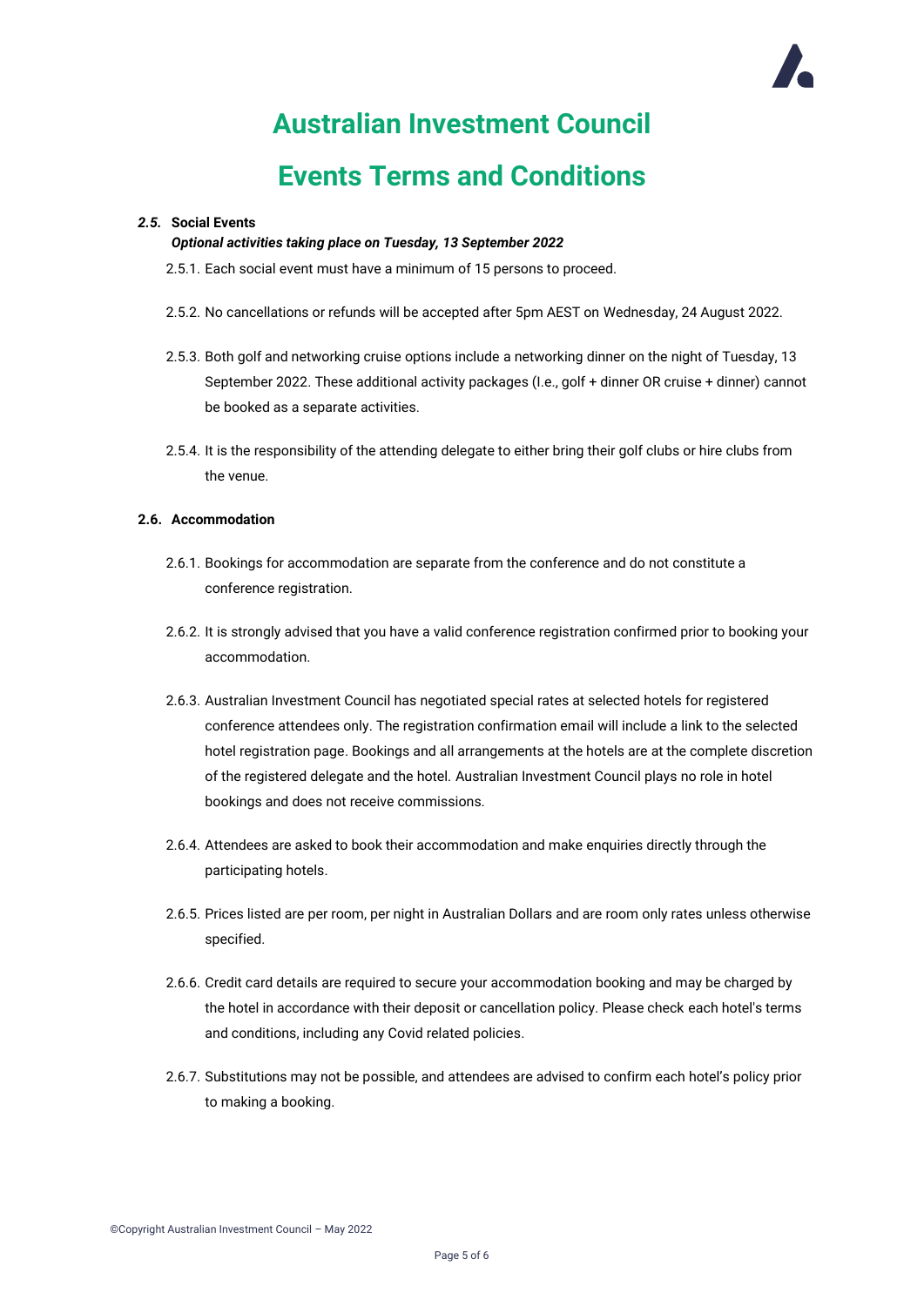# Australian Investment Council

# Events Terms and Conditions

***2.5.*** **Social Events**

***Optional activities taking place on Tuesday, 13 September 2022***

2.5.1. Each social event must have a minimum of 15 persons to proceed.

2.5.2. No cancellations or refunds will be accepted after 5pm AEST on Wednesday, 24 August 2022.

2.5.3. Both golf and networking cruise options include a networking dinner on the night of Tuesday, 13 September 2022. These additional activity packages (I.e., golf + dinner OR cruise + dinner) cannot be booked as a separate activities.

2.5.4. It is the responsibility of the attending delegate to either bring their golf clubs or hire clubs from the venue.

**2.6. Accommodation**

2.6.1. Bookings for accommodation are separate from the conference and do not constitute a conference registration.

2.6.2. It is strongly advised that you have a valid conference registration confirmed prior to booking your accommodation.

2.6.3. Australian Investment Council has negotiated special rates at selected hotels for registered conference attendees only. The registration confirmation email will include a link to the selected hotel registration page. Bookings and all arrangements at the hotels are at the complete discretion of the registered delegate and the hotel. Australian Investment Council plays no role in hotel bookings and does not receive commissions.

2.6.4. Attendees are asked to book their accommodation and make enquiries directly through the participating hotels.

2.6.5. Prices listed are per room, per night in Australian Dollars and are room only rates unless otherwise specified.

2.6.6. Credit card details are required to secure your accommodation booking and may be charged by the hotel in accordance with their deposit or cancellation policy. Please check each hotel's terms and conditions, including any Covid related policies.

2.6.7. Substitutions may not be possible, and attendees are advised to confirm each hotel's policy prior to making a booking.

©Copyright Australian Investment Council – May 2022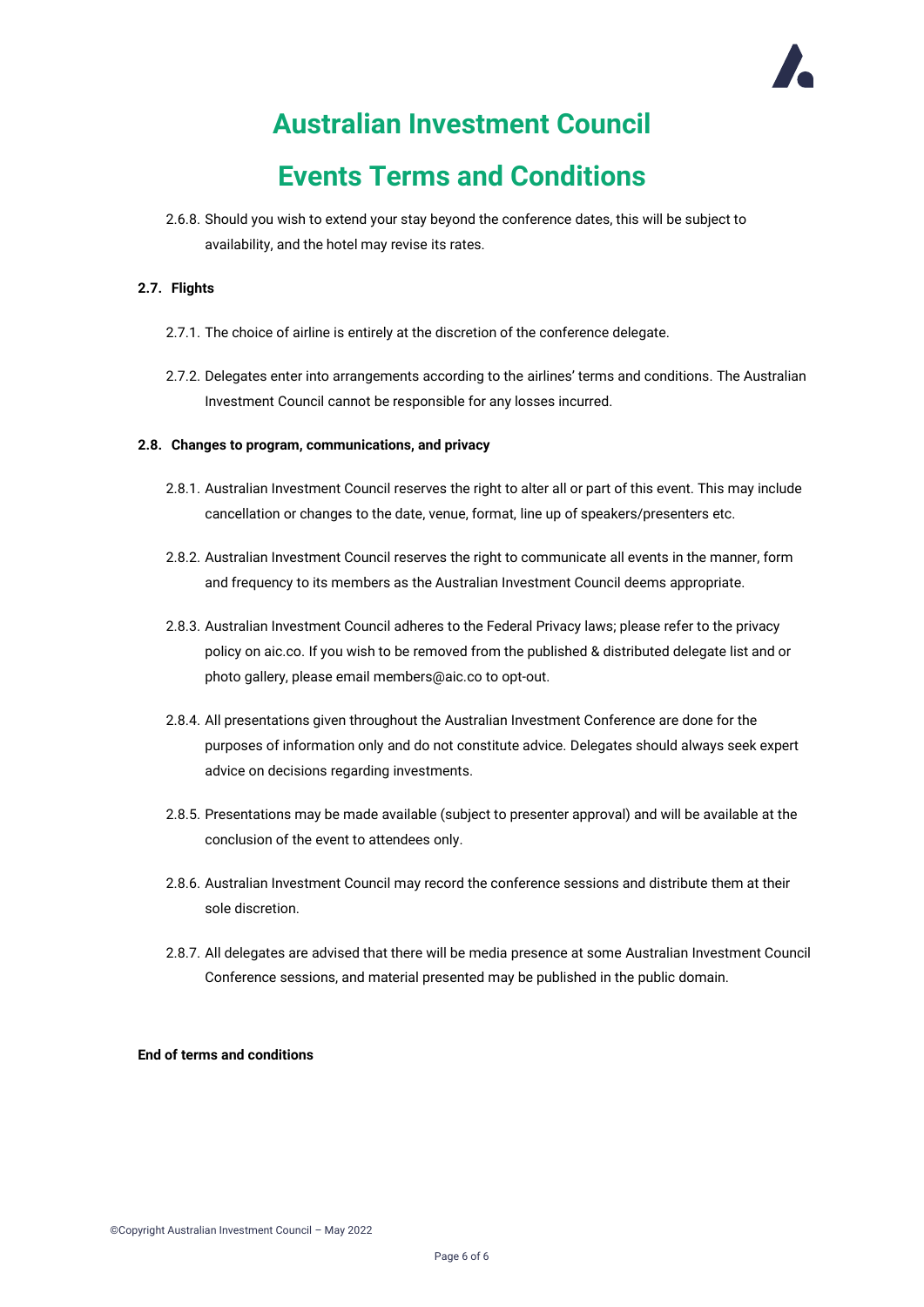# Australian Investment Council

# Events Terms and Conditions

2.6.8. Should you wish to extend your stay beyond the conference dates, this will be subject to availability, and the hotel may revise its rates.

**2.7. Flights**

2.7.1. The choice of airline is entirely at the discretion of the conference delegate.

2.7.2. Delegates enter into arrangements according to the airlines' terms and conditions. The Australian Investment Council cannot be responsible for any losses incurred.

**2.8. Changes to program, communications, and privacy**

2.8.1. Australian Investment Council reserves the right to alter all or part of this event. This may include cancellation or changes to the date, venue, format, line up of speakers/presenters etc.

2.8.2. Australian Investment Council reserves the right to communicate all events in the manner, form and frequency to its members as the Australian Investment Council deems appropriate.

2.8.3. Australian Investment Council adheres to the Federal Privacy laws; please refer to the privacy policy on aic.co. If you wish to be removed from the published & distributed delegate list and or photo gallery, please email members@aic.co to opt-out.

2.8.4. All presentations given throughout the Australian Investment Conference are done for the purposes of information only and do not constitute advice. Delegates should always seek expert advice on decisions regarding investments.

2.8.5. Presentations may be made available (subject to presenter approval) and will be available at the conclusion of the event to attendees only.

2.8.6. Australian Investment Council may record the conference sessions and distribute them at their sole discretion.

2.8.7. All delegates are advised that there will be media presence at some Australian Investment Council Conference sessions, and material presented may be published in the public domain.

**End of terms and conditions**

©Copyright Australian Investment Council – May 2022